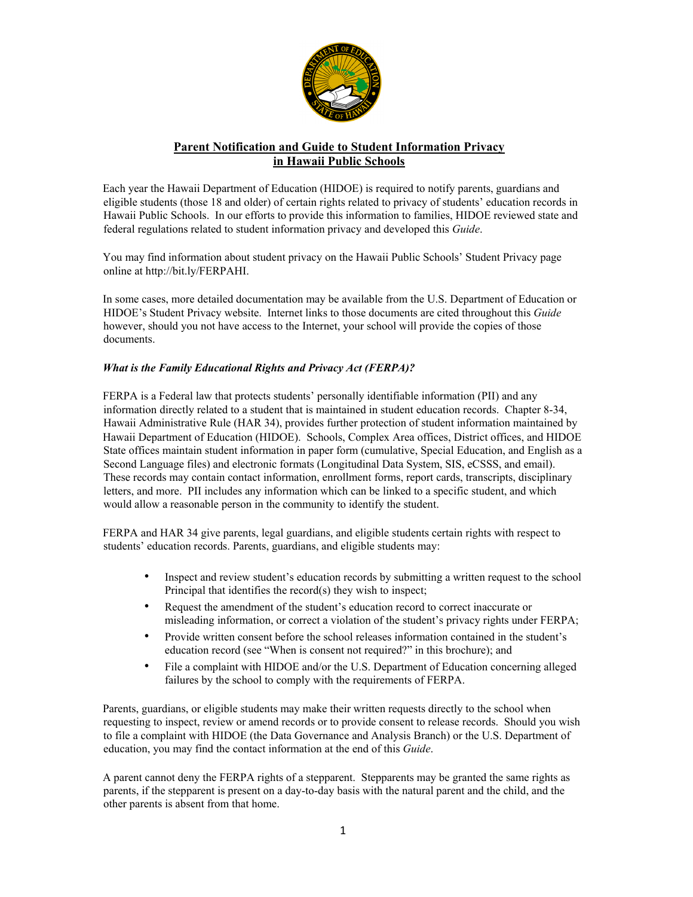# Parent Notification and Guide to Student Information Privacy in Hawaii Public Schools

Each year the Hawaii Department of Education (HIDOE) is required to notify parents, guardians and eligible students (those 18 and older) of certain rights related to privacy of students' education records in Hawaii Public Schools. In our efforts to provide this information to families, HIDOE reviewed state and federal regulations related to student information privacy and developed this *Guide*.

You may find information about student privacy on the Hawaii Public Schools' Student Privacy page online at http://bit.ly/FERPAHI.

In some cases, more detailed documentation may be available from the U.S. Department of Education or HIDOE's Student Privacy website. Internet links to those documents are cited throughout this *Guide* however, should you not have access to the Internet, your school will provide the copies of those documents.

### *What is the Family Educational Rights and Privacy Act (FERPA)?*

FERPA is a Federal law that protects students' personally identifiable information (PII) and any information directly related to a student that is maintained in student education records. Chapter 8-34, Hawaii Administrative Rule (HAR 34), provides further protection of student information maintained by Hawaii Department of Education (HIDOE). Schools, Complex Area offices, District offices, and HIDOE State offices maintain student information in paper form (cumulative, Special Education, and English as a Second Language files) and electronic formats (Longitudinal Data System, SIS, eCSSS, and email). These records may contain contact information, enrollment forms, report cards, transcripts, disciplinary letters, and more. PII includes any information which can be linked to a specific student, and which would allow a reasonable person in the community to identify the student.

FERPA and HAR 34 give parents, legal guardians, and eligible students certain rights with respect to students' education records. Parents, guardians, and eligible students may:

- Inspect and review student's education records by submitting a written request to the school Principal that identifies the record(s) they wish to inspect;
- Request the amendment of the student's education record to correct inaccurate or misleading information, or correct a violation of the student's privacy rights under FERPA;
- Provide written consent before the school releases information contained in the student's education record (see "When is consent not required?" in this brochure); and
- File a complaint with HIDOE and/or the U.S. Department of Education concerning alleged failures by the school to comply with the requirements of FERPA.

Parents, guardians, or eligible students may make their written requests directly to the school when requesting to inspect, review or amend records or to provide consent to release records. Should you wish to file a complaint with HIDOE (the Data Governance and Analysis Branch) or the U.S. Department of education, you may find the contact information at the end of this *Guide*.

A parent cannot deny the FERPA rights of a stepparent. Stepparents may be granted the same rights as parents, if the stepparent is present on a day-to-day basis with the natural parent and the child, and the other parents is absent from that home.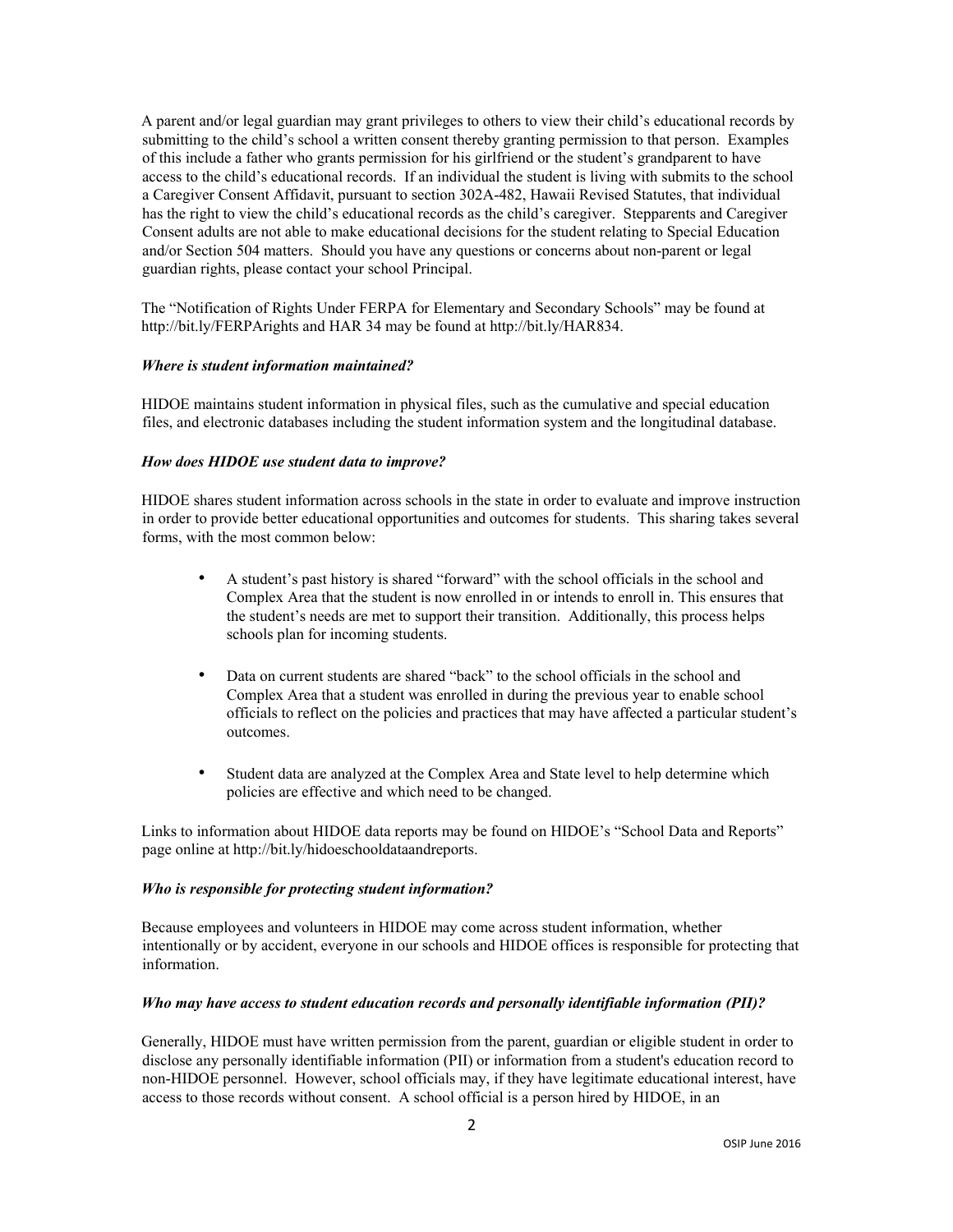A parent and/or legal guardian may grant privileges to others to view their child's educational records by submitting to the child's school a written consent thereby granting permission to that person. Examples of this include a father who grants permission for his girlfriend or the student's grandparent to have access to the child's educational records. If an individual the student is living with submits to the school a Caregiver Consent Affidavit, pursuant to section 302A-482, Hawaii Revised Statutes, that individual has the right to view the child's educational records as the child's caregiver. Stepparents and Caregiver Consent adults are not able to make educational decisions for the student relating to Special Education and/or Section 504 matters. Should you have any questions or concerns about non-parent or legal guardian rights, please contact your school Principal.

The "Notification of Rights Under FERPA for Elementary and Secondary Schools" may be found at http://bit.ly/FERPArights and HAR 34 may be found at http://bit.ly/HAR834.

***Where is student information maintained?***

HIDOE maintains student information in physical files, such as the cumulative and special education files, and electronic databases including the student information system and the longitudinal database.

***How does HIDOE use student data to improve?***

HIDOE shares student information across schools in the state in order to evaluate and improve instruction in order to provide better educational opportunities and outcomes for students. This sharing takes several forms, with the most common below:

- A student's past history is shared "forward" with the school officials in the school and Complex Area that the student is now enrolled in or intends to enroll in. This ensures that the student's needs are met to support their transition. Additionally, this process helps schools plan for incoming students.
- Data on current students are shared "back" to the school officials in the school and Complex Area that a student was enrolled in during the previous year to enable school officials to reflect on the policies and practices that may have affected a particular student's outcomes.
- Student data are analyzed at the Complex Area and State level to help determine which policies are effective and which need to be changed.

Links to information about HIDOE data reports may be found on HIDOE's "School Data and Reports" page online at http://bit.ly/hidoeschooldataandreports.

***Who is responsible for protecting student information?***

Because employees and volunteers in HIDOE may come across student information, whether intentionally or by accident, everyone in our schools and HIDOE offices is responsible for protecting that information.

***Who may have access to student education records and personally identifiable information (PII)?***

Generally, HIDOE must have written permission from the parent, guardian or eligible student in order to disclose any personally identifiable information (PII) or information from a student's education record to non-HIDOE personnel. However, school officials may, if they have legitimate educational interest, have access to those records without consent. A school official is a person hired by HIDOE, in an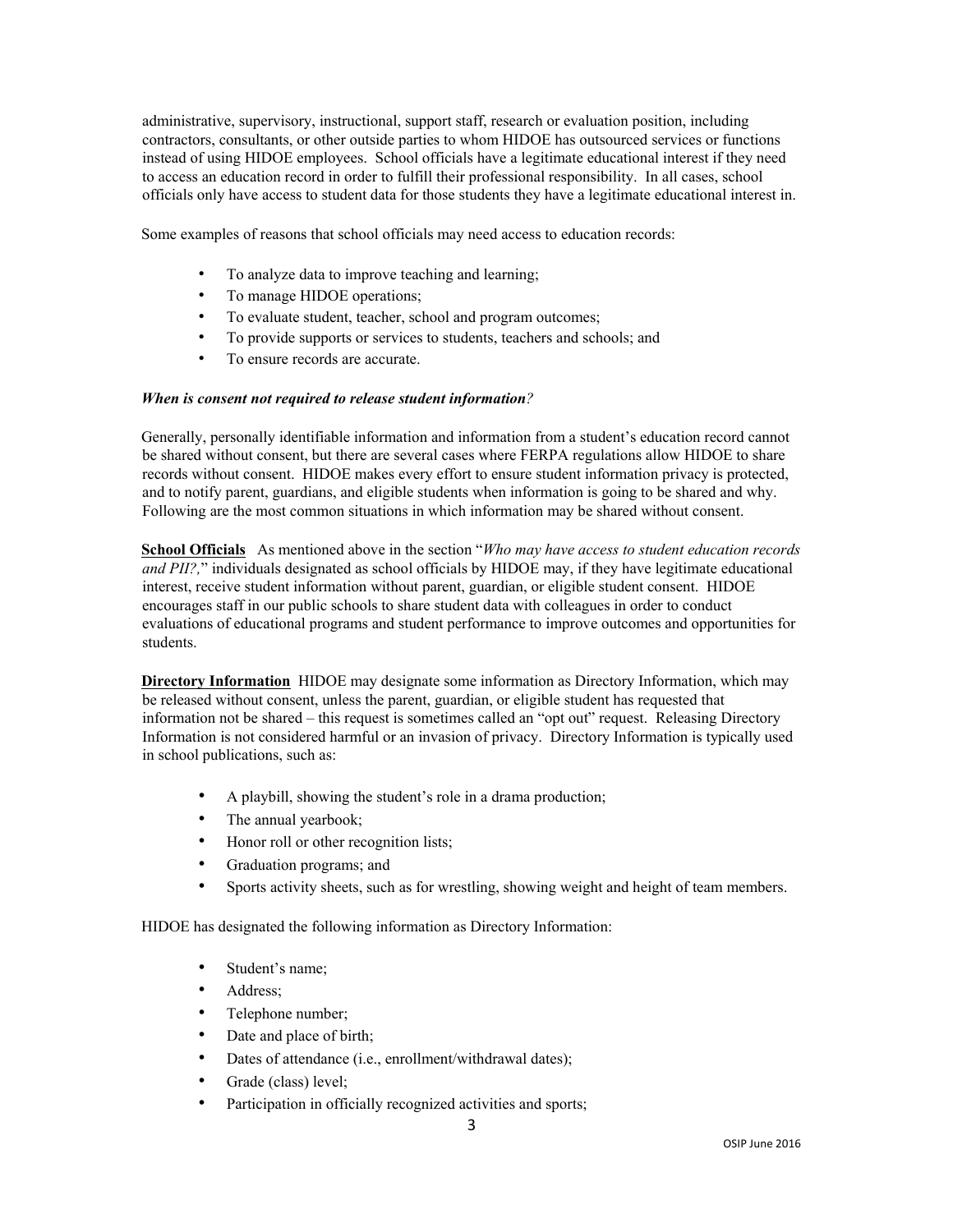administrative, supervisory, instructional, support staff, research or evaluation position, including contractors, consultants, or other outside parties to whom HIDOE has outsourced services or functions instead of using HIDOE employees. School officials have a legitimate educational interest if they need to access an education record in order to fulfill their professional responsibility. In all cases, school officials only have access to student data for those students they have a legitimate educational interest in.

Some examples of reasons that school officials may need access to education records:

- To analyze data to improve teaching and learning;
- To manage HIDOE operations;
- To evaluate student, teacher, school and program outcomes;
- To provide supports or services to students, teachers and schools; and
- To ensure records are accurate.

***When is consent not required to release student information****?*

Generally, personally identifiable information and information from a student's education record cannot be shared without consent, but there are several cases where FERPA regulations allow HIDOE to share records without consent. HIDOE makes every effort to ensure student information privacy is protected, and to notify parent, guardians, and eligible students when information is going to be shared and why. Following are the most common situations in which information may be shared without consent.

**School Officials** As mentioned above in the section "*Who may have access to student education records and PII?,*" individuals designated as school officials by HIDOE may, if they have legitimate educational interest, receive student information without parent, guardian, or eligible student consent. HIDOE encourages staff in our public schools to share student data with colleagues in order to conduct evaluations of educational programs and student performance to improve outcomes and opportunities for students.

**Directory Information** HIDOE may designate some information as Directory Information, which may be released without consent, unless the parent, guardian, or eligible student has requested that information not be shared – this request is sometimes called an "opt out" request. Releasing Directory Information is not considered harmful or an invasion of privacy. Directory Information is typically used in school publications, such as:

- A playbill, showing the student's role in a drama production;
- The annual yearbook;
- Honor roll or other recognition lists;
- Graduation programs; and
- Sports activity sheets, such as for wrestling, showing weight and height of team members.

HIDOE has designated the following information as Directory Information:

- Student's name;
- Address;
- Telephone number;
- Date and place of birth;
- Dates of attendance (i.e., enrollment/withdrawal dates);
- Grade (class) level;
- Participation in officially recognized activities and sports;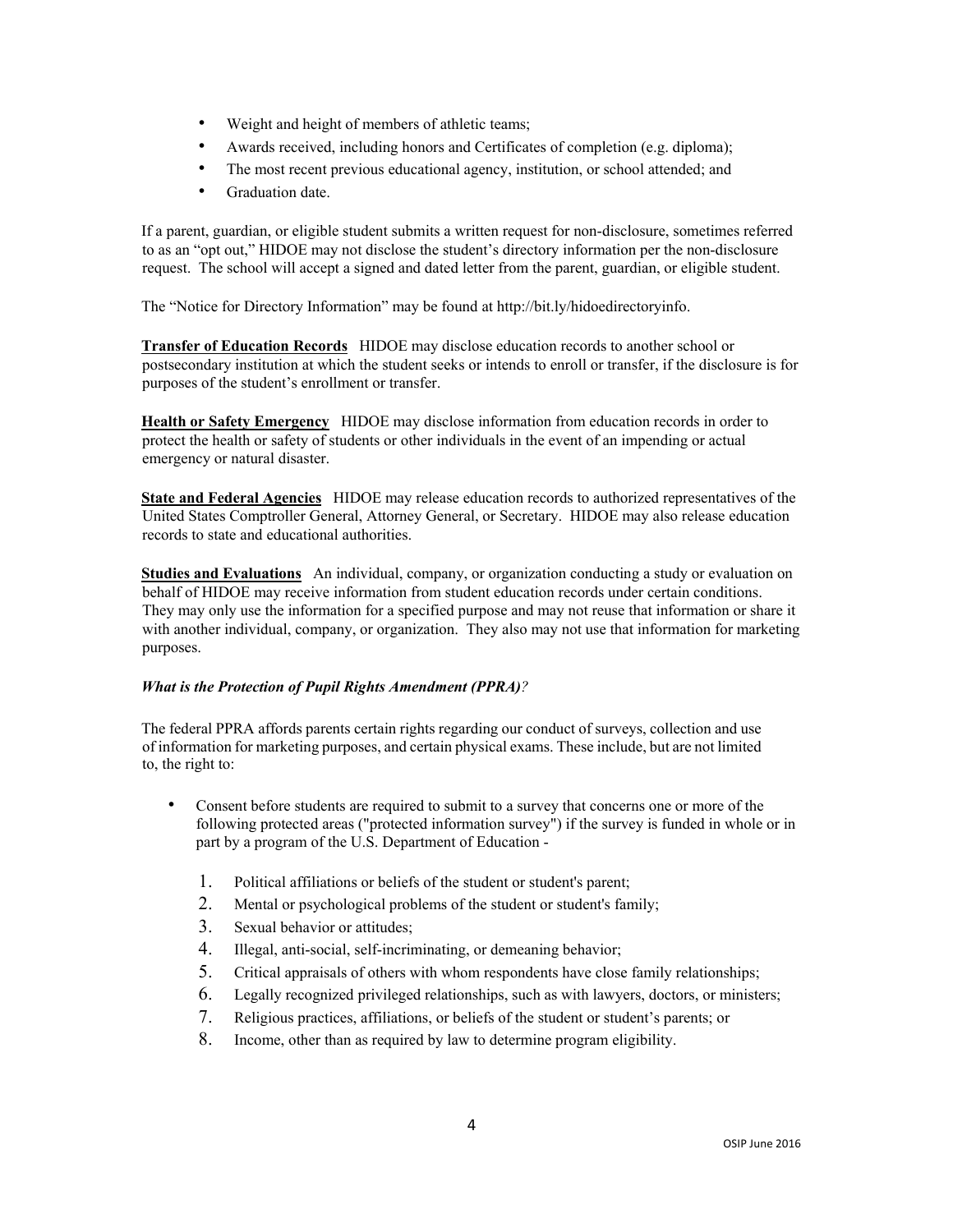- Weight and height of members of athletic teams;
- Awards received, including honors and Certificates of completion (e.g. diploma);
- The most recent previous educational agency, institution, or school attended; and
- Graduation date.

If a parent, guardian, or eligible student submits a written request for non-disclosure, sometimes referred to as an "opt out," HIDOE may not disclose the student's directory information per the non-disclosure request. The school will accept a signed and dated letter from the parent, guardian, or eligible student.

The "Notice for Directory Information" may be found at http://bit.ly/hidoedirectoryinfo.

**Transfer of Education Records** HIDOE may disclose education records to another school or postsecondary institution at which the student seeks or intends to enroll or transfer, if the disclosure is for purposes of the student's enrollment or transfer.

**Health or Safety Emergency** HIDOE may disclose information from education records in order to protect the health or safety of students or other individuals in the event of an impending or actual emergency or natural disaster.

**State and Federal Agencies** HIDOE may release education records to authorized representatives of the United States Comptroller General, Attorney General, or Secretary. HIDOE may also release education records to state and educational authorities.

**Studies and Evaluations** An individual, company, or organization conducting a study or evaluation on behalf of HIDOE may receive information from student education records under certain conditions. They may only use the information for a specified purpose and may not reuse that information or share it with another individual, company, or organization. They also may not use that information for marketing purposes.

***What is the Protection of Pupil Rights Amendment (PPRA)?***

The federal PPRA affords parents certain rights regarding our conduct of surveys, collection and use of information for marketing purposes, and certain physical exams. These include, but are not limited to, the right to:

- Consent before students are required to submit to a survey that concerns one or more of the following protected areas ("protected information survey") if the survey is funded in whole or in part by a program of the U.S. Department of Education -

    1. Political affiliations or beliefs of the student or student's parent;
    2. Mental or psychological problems of the student or student's family;
    3. Sexual behavior or attitudes;
    4. Illegal, anti-social, self-incriminating, or demeaning behavior;
    5. Critical appraisals of others with whom respondents have close family relationships;
    6. Legally recognized privileged relationships, such as with lawyers, doctors, or ministers;
    7. Religious practices, affiliations, or beliefs of the student or student's parents; or
    8. Income, other than as required by law to determine program eligibility.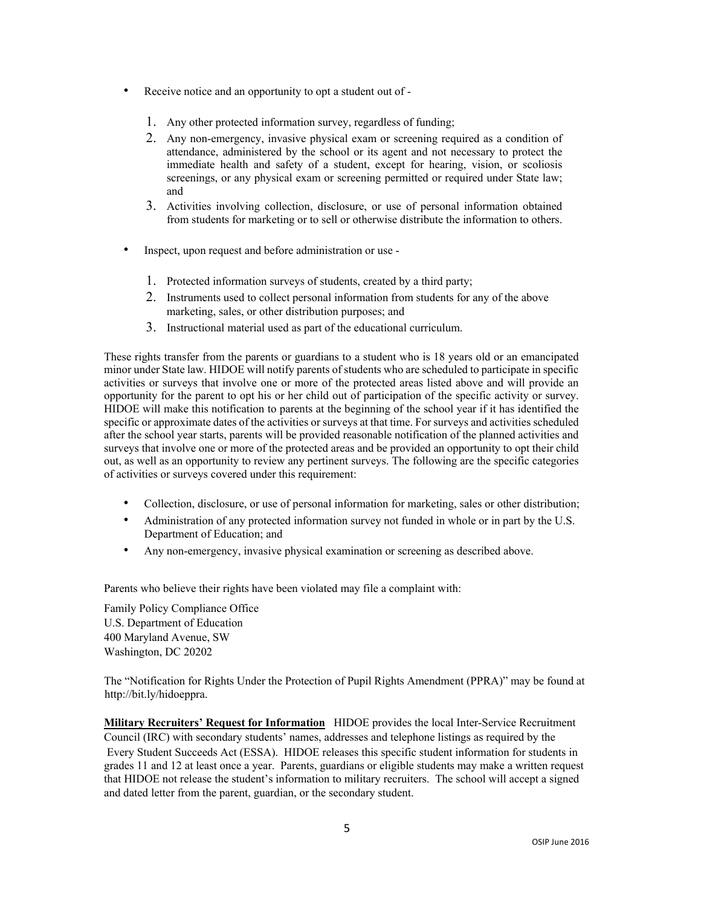- Receive notice and an opportunity to opt a student out of -

    1. Any other protected information survey, regardless of funding;
    2. Any non-emergency, invasive physical exam or screening required as a condition of attendance, administered by the school or its agent and not necessary to protect the immediate health and safety of a student, except for hearing, vision, or scoliosis screenings, or any physical exam or screening permitted or required under State law; and
    3. Activities involving collection, disclosure, or use of personal information obtained from students for marketing or to sell or otherwise distribute the information to others.

- Inspect, upon request and before administration or use -

    1. Protected information surveys of students, created by a third party;
    2. Instruments used to collect personal information from students for any of the above marketing, sales, or other distribution purposes; and
    3. Instructional material used as part of the educational curriculum.

These rights transfer from the parents or guardians to a student who is 18 years old or an emancipated minor under State law. HIDOE will notify parents of students who are scheduled to participate in specific activities or surveys that involve one or more of the protected areas listed above and will provide an opportunity for the parent to opt his or her child out of participation of the specific activity or survey. HIDOE will make this notification to parents at the beginning of the school year if it has identified the specific or approximate dates of the activities or surveys at that time. For surveys and activities scheduled after the school year starts, parents will be provided reasonable notification of the planned activities and surveys that involve one or more of the protected areas and be provided an opportunity to opt their child out, as well as an opportunity to review any pertinent surveys. The following are the specific categories of activities or surveys covered under this requirement:

- Collection, disclosure, or use of personal information for marketing, sales or other distribution;
- Administration of any protected information survey not funded in whole or in part by the U.S. Department of Education; and
- Any non-emergency, invasive physical examination or screening as described above.

Parents who believe their rights have been violated may file a complaint with:

Family Policy Compliance Office
U.S. Department of Education
400 Maryland Avenue, SW
Washington, DC 20202

The "Notification for Rights Under the Protection of Pupil Rights Amendment (PPRA)" may be found at http://bit.ly/hidoeppra.

**Military Recruiters' Request for Information** HIDOE provides the local Inter-Service Recruitment Council (IRC) with secondary students' names, addresses and telephone listings as required by the Every Student Succeeds Act (ESSA). HIDOE releases this specific student information for students in grades 11 and 12 at least once a year. Parents, guardians or eligible students may make a written request that HIDOE not release the student's information to military recruiters. The school will accept a signed and dated letter from the parent, guardian, or the secondary student.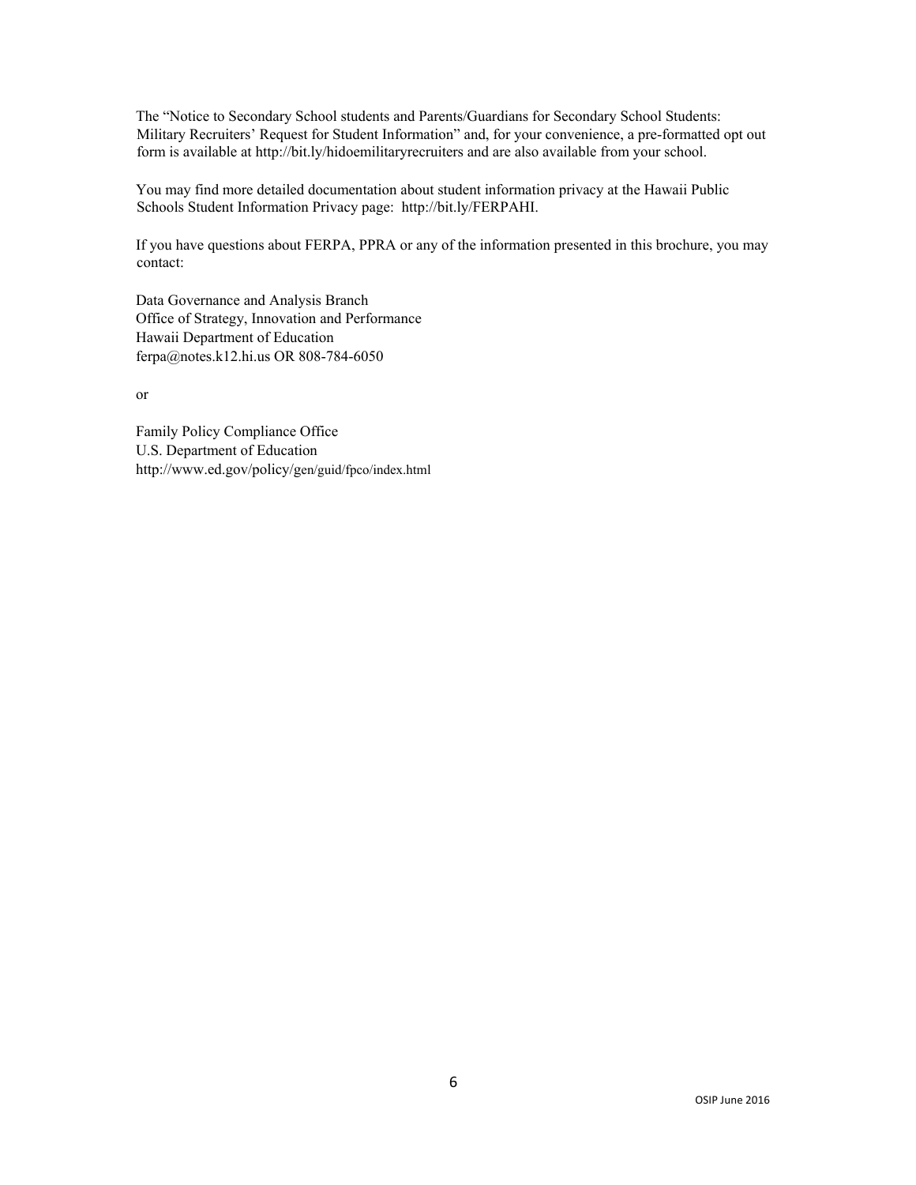The "Notice to Secondary School students and Parents/Guardians for Secondary School Students: Military Recruiters' Request for Student Information" and, for your convenience, a pre-formatted opt out form is available at http://bit.ly/hidoemilitaryrecruiters and are also available from your school.

You may find more detailed documentation about student information privacy at the Hawaii Public Schools Student Information Privacy page: http://bit.ly/FERPAHI.

If you have questions about FERPA, PPRA or any of the information presented in this brochure, you may contact:

Data Governance and Analysis Branch
Office of Strategy, Innovation and Performance
Hawaii Department of Education
ferpa@notes.k12.hi.us OR 808-784-6050

or

Family Policy Compliance Office
U.S. Department of Education
http://www.ed.gov/policy/gen/guid/fpco/index.html